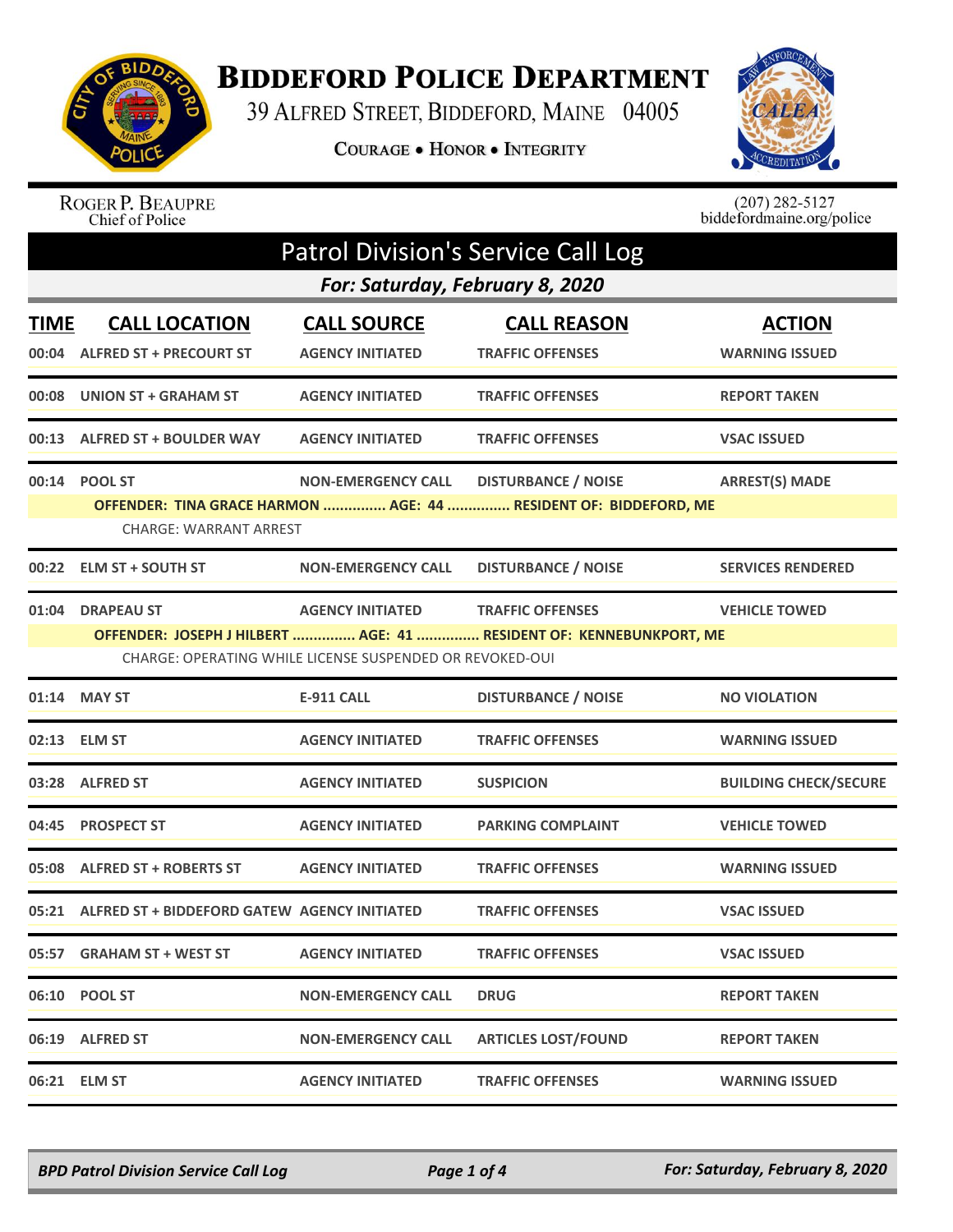# Biddeford Police Department

39 Alfred Street, Biddeford, Maine 04005

Courage • Honor • Integrity

Roger P. Beaupre
Chief of Police

(207) 282-5127
biddefordmaine.org/police

## Patrol Division's Service Call Log

### For: Saturday, February 8, 2020

| TIME | CALL LOCATION | CALL SOURCE | CALL REASON | ACTION |
|---|---|---|---|---|
| 00:04 | ALFRED ST + PRECOURT ST | AGENCY INITIATED | TRAFFIC OFFENSES | WARNING ISSUED |
| 00:08 | UNION ST + GRAHAM ST | AGENCY INITIATED | TRAFFIC OFFENSES | REPORT TAKEN |
| 00:13 | ALFRED ST + BOULDER WAY | AGENCY INITIATED | TRAFFIC OFFENSES | VSAC ISSUED |
| 00:14 | POOL ST | NON-EMERGENCY CALL | DISTURBANCE / NOISE | ARREST(S) MADE |
| | OFFENDER: TINA GRACE HARMON ............... AGE: 44 ............... RESIDENT OF: BIDDEFORD, ME | | | |
| | CHARGE: WARRANT ARREST | | | |
| 00:22 | ELM ST + SOUTH ST | NON-EMERGENCY CALL | DISTURBANCE / NOISE | SERVICES RENDERED |
| 01:04 | DRAPEAU ST | AGENCY INITIATED | TRAFFIC OFFENSES | VEHICLE TOWED |
| | OFFENDER: JOSEPH J HILBERT ............... AGE: 41 ............... RESIDENT OF: KENNEBUNKPORT, ME | | | |
| | CHARGE: OPERATING WHILE LICENSE SUSPENDED OR REVOKED-OUI | | | |
| 01:14 | MAY ST | E-911 CALL | DISTURBANCE / NOISE | NO VIOLATION |
| 02:13 | ELM ST | AGENCY INITIATED | TRAFFIC OFFENSES | WARNING ISSUED |
| 03:28 | ALFRED ST | AGENCY INITIATED | SUSPICION | BUILDING CHECK/SECURE |
| 04:45 | PROSPECT ST | AGENCY INITIATED | PARKING COMPLAINT | VEHICLE TOWED |
| 05:08 | ALFRED ST + ROBERTS ST | AGENCY INITIATED | TRAFFIC OFFENSES | WARNING ISSUED |
| 05:21 | ALFRED ST + BIDDEFORD GATEW | AGENCY INITIATED | TRAFFIC OFFENSES | VSAC ISSUED |
| 05:57 | GRAHAM ST + WEST ST | AGENCY INITIATED | TRAFFIC OFFENSES | VSAC ISSUED |
| 06:10 | POOL ST | NON-EMERGENCY CALL | DRUG | REPORT TAKEN |
| 06:19 | ALFRED ST | NON-EMERGENCY CALL | ARTICLES LOST/FOUND | REPORT TAKEN |
| 06:21 | ELM ST | AGENCY INITIATED | TRAFFIC OFFENSES | WARNING ISSUED |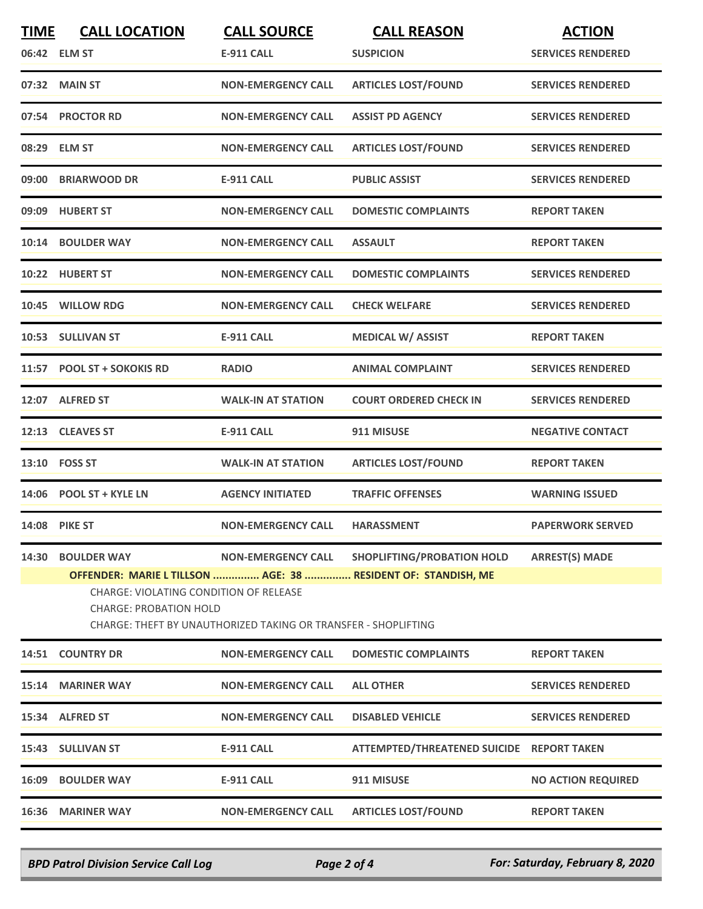| TIME | CALL LOCATION | CALL SOURCE | CALL REASON | ACTION |
|---|---|---|---|---|
| 06:42 | ELM ST | E-911 CALL | SUSPICION | SERVICES RENDERED |
| 07:32 | MAIN ST | NON-EMERGENCY CALL | ARTICLES LOST/FOUND | SERVICES RENDERED |
| 07:54 | PROCTOR RD | NON-EMERGENCY CALL | ASSIST PD AGENCY | SERVICES RENDERED |
| 08:29 | ELM ST | NON-EMERGENCY CALL | ARTICLES LOST/FOUND | SERVICES RENDERED |
| 09:00 | BRIARWOOD DR | E-911 CALL | PUBLIC ASSIST | SERVICES RENDERED |
| 09:09 | HUBERT ST | NON-EMERGENCY CALL | DOMESTIC COMPLAINTS | REPORT TAKEN |
| 10:14 | BOULDER WAY | NON-EMERGENCY CALL | ASSAULT | REPORT TAKEN |
| 10:22 | HUBERT ST | NON-EMERGENCY CALL | DOMESTIC COMPLAINTS | SERVICES RENDERED |
| 10:45 | WILLOW RDG | NON-EMERGENCY CALL | CHECK WELFARE | SERVICES RENDERED |
| 10:53 | SULLIVAN ST | E-911 CALL | MEDICAL W/ ASSIST | REPORT TAKEN |
| 11:57 | POOL ST + SOKOKIS RD | RADIO | ANIMAL COMPLAINT | SERVICES RENDERED |
| 12:07 | ALFRED ST | WALK-IN AT STATION | COURT ORDERED CHECK IN | SERVICES RENDERED |
| 12:13 | CLEAVES ST | E-911 CALL | 911 MISUSE | NEGATIVE CONTACT |
| 13:10 | FOSS ST | WALK-IN AT STATION | ARTICLES LOST/FOUND | REPORT TAKEN |
| 14:06 | POOL ST + KYLE LN | AGENCY INITIATED | TRAFFIC OFFENSES | WARNING ISSUED |
| 14:08 | PIKE ST | NON-EMERGENCY CALL | HARASSMENT | PAPERWORK SERVED |
| 14:30 | BOULDER WAY | NON-EMERGENCY CALL | SHOPLIFTING/PROBATION HOLD | ARREST(S) MADE |

**OFFENDER: MARIE L TILLSON ............... AGE: 38 ............... RESIDENT OF: STANDISH, ME**

CHARGE: VIOLATING CONDITION OF RELEASE
CHARGE: PROBATION HOLD
CHARGE: THEFT BY UNAUTHORIZED TAKING OR TRANSFER - SHOPLIFTING

| TIME | CALL LOCATION | CALL SOURCE | CALL REASON | ACTION |
|---|---|---|---|---|
| 14:51 | COUNTRY DR | NON-EMERGENCY CALL | DOMESTIC COMPLAINTS | REPORT TAKEN |
| 15:14 | MARINER WAY | NON-EMERGENCY CALL | ALL OTHER | SERVICES RENDERED |
| 15:34 | ALFRED ST | NON-EMERGENCY CALL | DISABLED VEHICLE | SERVICES RENDERED |
| 15:43 | SULLIVAN ST | E-911 CALL | ATTEMPTED/THREATENED SUICIDE | REPORT TAKEN |
| 16:09 | BOULDER WAY | E-911 CALL | 911 MISUSE | NO ACTION REQUIRED |
| 16:36 | MARINER WAY | NON-EMERGENCY CALL | ARTICLES LOST/FOUND | REPORT TAKEN |

*BPD Patrol Division Service Call Log* — *For: Saturday, February 8, 2020*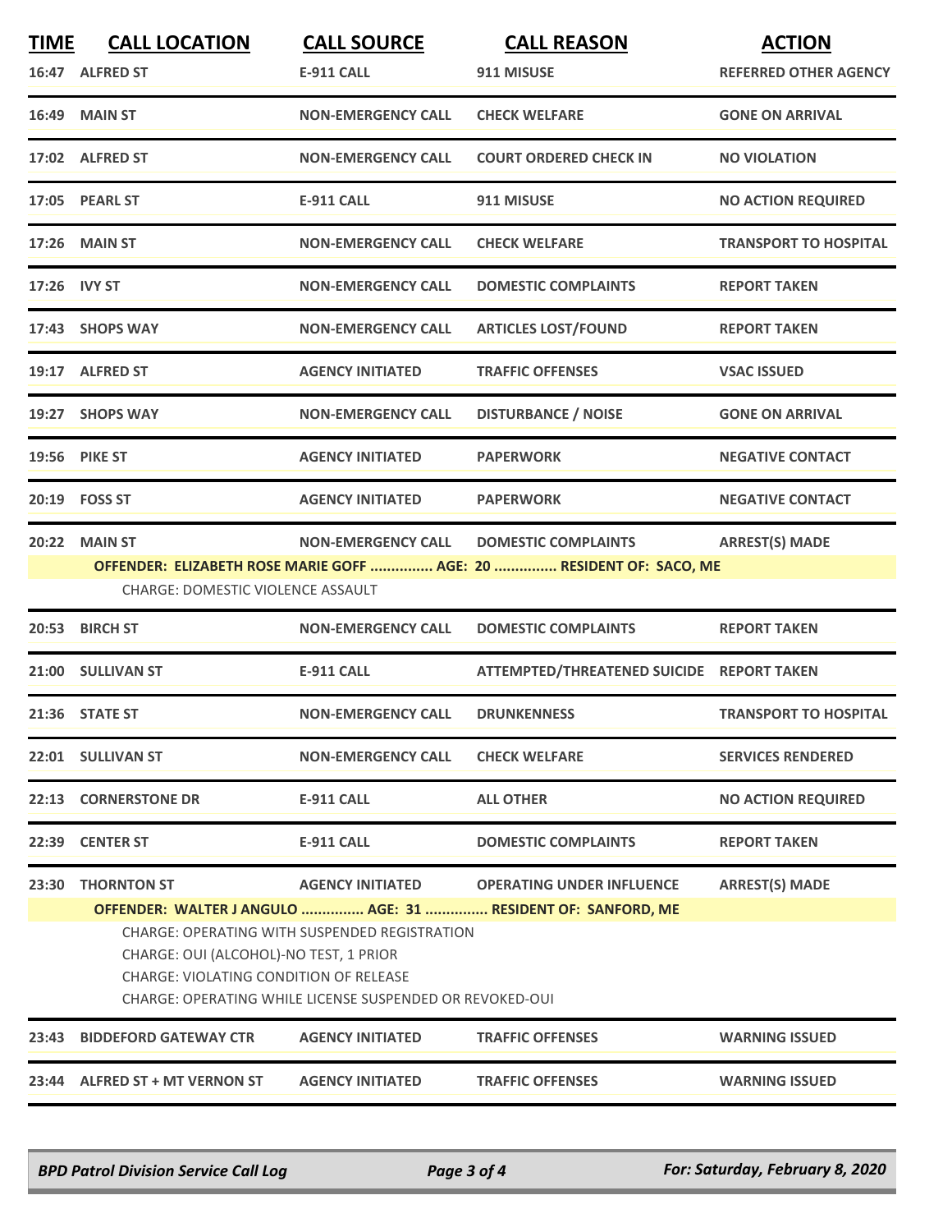| TIME | CALL LOCATION | CALL SOURCE | CALL REASON | ACTION |
|---|---|---|---|---|
| 16:47 | ALFRED ST | E-911 CALL | 911 MISUSE | REFERRED OTHER AGENCY |
| 16:49 | MAIN ST | NON-EMERGENCY CALL | CHECK WELFARE | GONE ON ARRIVAL |
| 17:02 | ALFRED ST | NON-EMERGENCY CALL | COURT ORDERED CHECK IN | NO VIOLATION |
| 17:05 | PEARL ST | E-911 CALL | 911 MISUSE | NO ACTION REQUIRED |
| 17:26 | MAIN ST | NON-EMERGENCY CALL | CHECK WELFARE | TRANSPORT TO HOSPITAL |
| 17:26 | IVY ST | NON-EMERGENCY CALL | DOMESTIC COMPLAINTS | REPORT TAKEN |
| 17:43 | SHOPS WAY | NON-EMERGENCY CALL | ARTICLES LOST/FOUND | REPORT TAKEN |
| 19:17 | ALFRED ST | AGENCY INITIATED | TRAFFIC OFFENSES | VSAC ISSUED |
| 19:27 | SHOPS WAY | NON-EMERGENCY CALL | DISTURBANCE / NOISE | GONE ON ARRIVAL |
| 19:56 | PIKE ST | AGENCY INITIATED | PAPERWORK | NEGATIVE CONTACT |
| 20:19 | FOSS ST | AGENCY INITIATED | PAPERWORK | NEGATIVE CONTACT |
| 20:22 | MAIN ST | NON-EMERGENCY CALL | DOMESTIC COMPLAINTS | ARREST(S) MADE |
| | **OFFENDER: ELIZABETH ROSE MARIE GOFF ............... AGE: 20 ............... RESIDENT OF: SACO, ME** | | | |
| | CHARGE: DOMESTIC VIOLENCE ASSAULT | | | |
| 20:53 | BIRCH ST | NON-EMERGENCY CALL | DOMESTIC COMPLAINTS | REPORT TAKEN |
| 21:00 | SULLIVAN ST | E-911 CALL | ATTEMPTED/THREATENED SUICIDE | REPORT TAKEN |
| 21:36 | STATE ST | NON-EMERGENCY CALL | DRUNKENNESS | TRANSPORT TO HOSPITAL |
| 22:01 | SULLIVAN ST | NON-EMERGENCY CALL | CHECK WELFARE | SERVICES RENDERED |
| 22:13 | CORNERSTONE DR | E-911 CALL | ALL OTHER | NO ACTION REQUIRED |
| 22:39 | CENTER ST | E-911 CALL | DOMESTIC COMPLAINTS | REPORT TAKEN |
| 23:30 | THORNTON ST | AGENCY INITIATED | OPERATING UNDER INFLUENCE | ARREST(S) MADE |
| | **OFFENDER: WALTER J ANGULO ............... AGE: 31 ............... RESIDENT OF: SANFORD, ME** | | | |
| | CHARGE: OPERATING WITH SUSPENDED REGISTRATION | | | |
| | CHARGE: OUI (ALCOHOL)-NO TEST, 1 PRIOR | | | |
| | CHARGE: VIOLATING CONDITION OF RELEASE | | | |
| | CHARGE: OPERATING WHILE LICENSE SUSPENDED OR REVOKED-OUI | | | |
| 23:43 | BIDDEFORD GATEWAY CTR | AGENCY INITIATED | TRAFFIC OFFENSES | WARNING ISSUED |
| 23:44 | ALFRED ST + MT VERNON ST | AGENCY INITIATED | TRAFFIC OFFENSES | WARNING ISSUED |

*BPD Patrol Division Service Call Log* — *For: Saturday, February 8, 2020*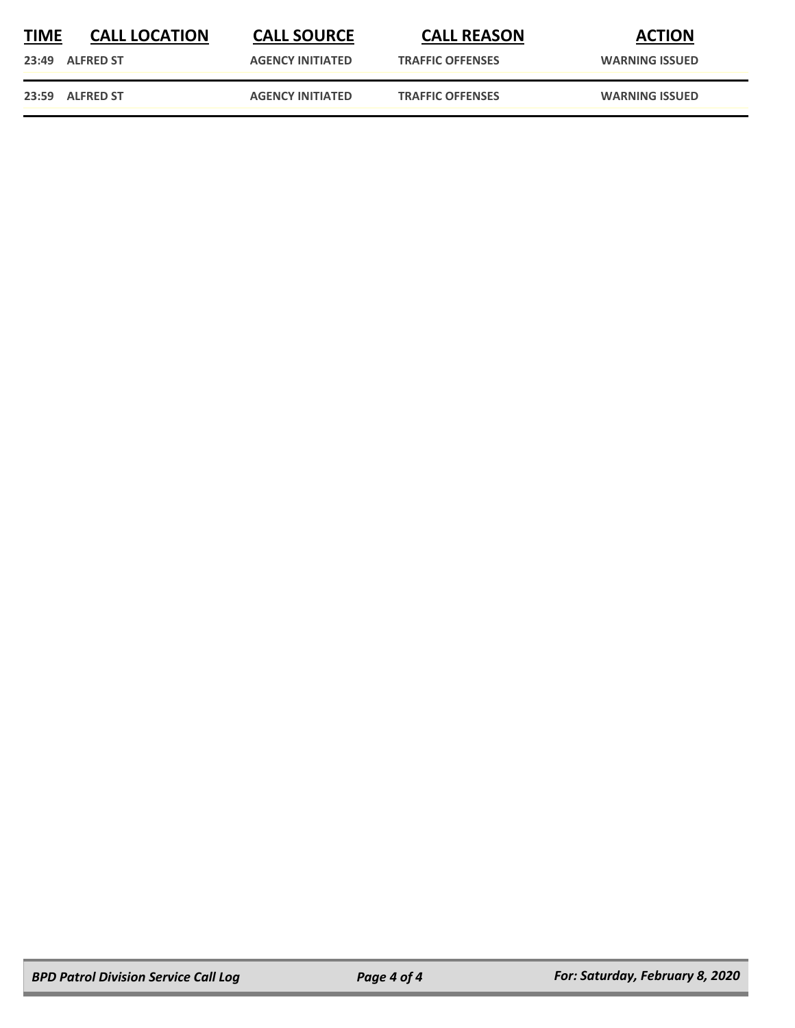| TIME | CALL LOCATION | CALL SOURCE | CALL REASON | ACTION |
|---|---|---|---|---|
| 23:49 | ALFRED ST | AGENCY INITIATED | TRAFFIC OFFENSES | WARNING ISSUED |
| 23:59 | ALFRED ST | AGENCY INITIATED | TRAFFIC OFFENSES | WARNING ISSUED |